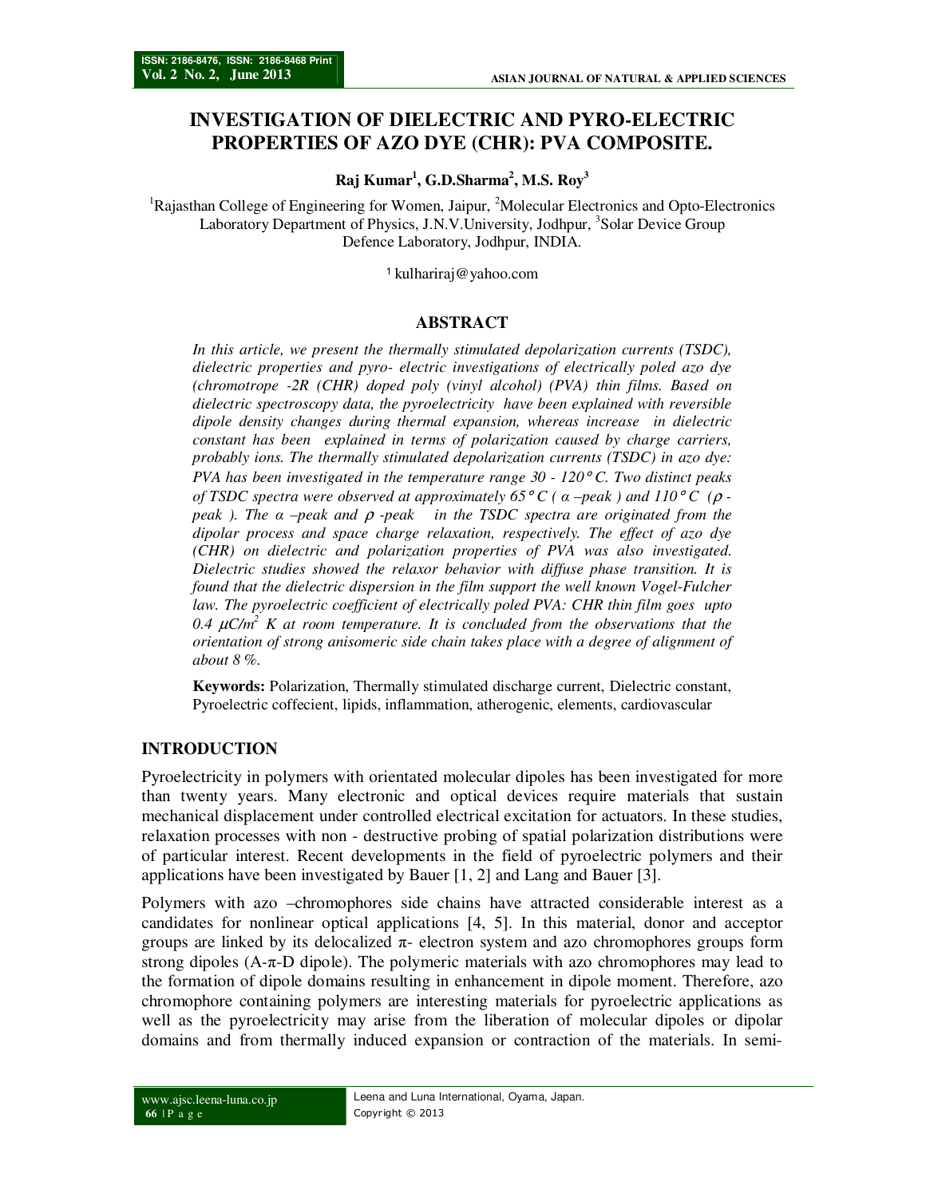# INVESTIGATION OF DIELECTRIC AND PYRO-ELECTRIC PROPERTIES OF AZO DYE (CHR): PVA COMPOSITE.

**Raj Kumar[1], G.D.Sharma[2], M.S. Roy[3]**

[1]Rajasthan College of Engineering for Women, Jaipur, [2]Molecular Electronics and Opto-Electronics Laboratory Department of Physics, J.N.V.University, Jodhpur, [3]Solar Device Group Defence Laboratory, Jodhpur, INDIA.

[1] kulhariraj@yahoo.com

## ABSTRACT

*In this article, we present the thermally stimulated depolarization currents (TSDC), dielectric properties and pyro- electric investigations of electrically poled azo dye (chromotrope -2R (CHR) doped poly (vinyl alcohol) (PVA) thin films. Based on dielectric spectroscopy data, the pyroelectricity have been explained with reversible dipole density changes during thermal expansion, whereas increase in dielectric constant has been explained in terms of polarization caused by charge carriers, probably ions. The thermally stimulated depolarization currents (TSDC) in azo dye: PVA has been investigated in the temperature range 30 - 120°C. Two distinct peaks of TSDC spectra were observed at approximately 65°C ( α –peak ) and 110°C (ρ -peak ). The α –peak and ρ -peak in the TSDC spectra are originated from the dipolar process and space charge relaxation, respectively. The effect of azo dye (CHR) on dielectric and polarization properties of PVA was also investigated. Dielectric studies showed the relaxor behavior with diffuse phase transition. It is found that the dielectric dispersion in the film support the well known Vogel-Fulcher law. The pyroelectric coefficient of electrically poled PVA: CHR thin film goes upto 0.4 μC/m$^2$ K at room temperature. It is concluded from the observations that the orientation of strong anisomeric side chain takes place with a degree of alignment of about 8 %.*

**Keywords:** Polarization, Thermally stimulated discharge current, Dielectric constant, Pyroelectric coffecient, lipids, inflammation, atherogenic, elements, cardiovascular

## INTRODUCTION

Pyroelectricity in polymers with orientated molecular dipoles has been investigated for more than twenty years. Many electronic and optical devices require materials that sustain mechanical displacement under controlled electrical excitation for actuators. In these studies, relaxation processes with non - destructive probing of spatial polarization distributions were of particular interest. Recent developments in the field of pyroelectric polymers and their applications have been investigated by Bauer [1, 2] and Lang and Bauer [3].

Polymers with azo –chromophores side chains have attracted considerable interest as a candidates for nonlinear optical applications [4, 5]. In this material, donor and acceptor groups are linked by its delocalized π- electron system and azo chromophores groups form strong dipoles (A-π-D dipole). The polymeric materials with azo chromophores may lead to the formation of dipole domains resulting in enhancement in dipole moment. Therefore, azo chromophore containing polymers are interesting materials for pyroelectric applications as well as the pyroelectricity may arise from the liberation of molecular dipoles or dipolar domains and from thermally induced expansion or contraction of the materials. In semi-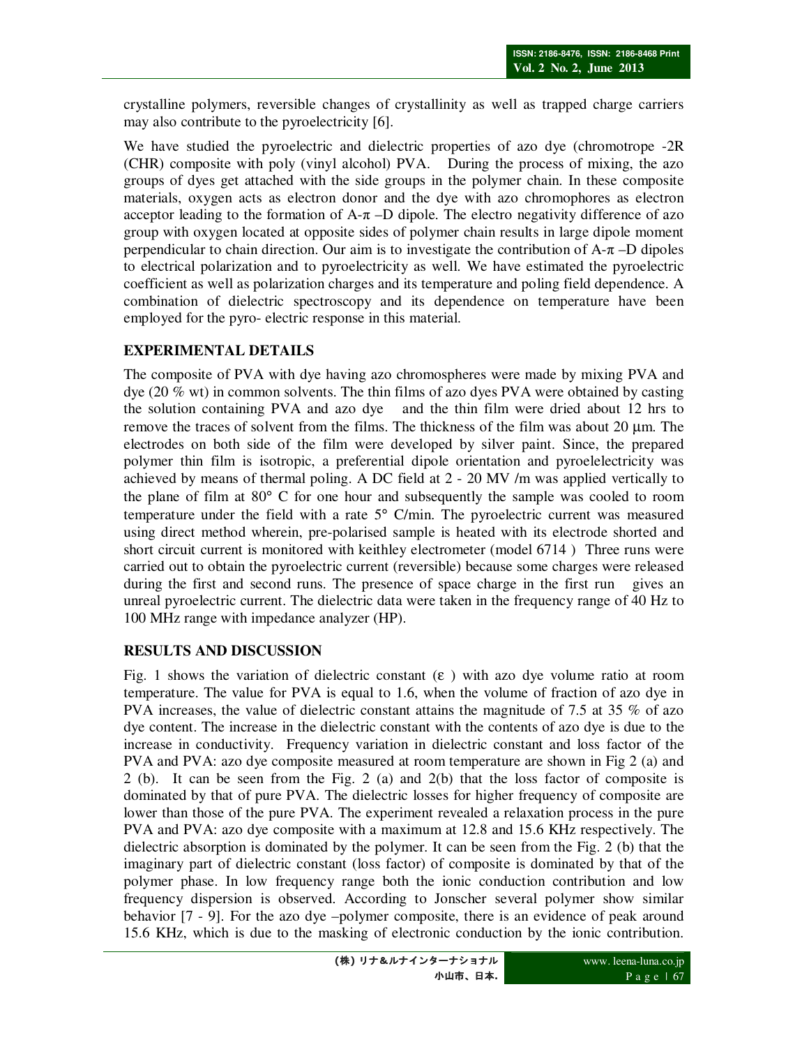crystalline polymers, reversible changes of crystallinity as well as trapped charge carriers may also contribute to the pyroelectricity [6].

We have studied the pyroelectric and dielectric properties of azo dye (chromotrope -2R (CHR) composite with poly (vinyl alcohol) PVA. During the process of mixing, the azo groups of dyes get attached with the side groups in the polymer chain. In these composite materials, oxygen acts as electron donor and the dye with azo chromophores as electron acceptor leading to the formation of A-π –D dipole. The electro negativity difference of azo group with oxygen located at opposite sides of polymer chain results in large dipole moment perpendicular to chain direction. Our aim is to investigate the contribution of A-π –D dipoles to electrical polarization and to pyroelectricity as well. We have estimated the pyroelectric coefficient as well as polarization charges and its temperature and poling field dependence. A combination of dielectric spectroscopy and its dependence on temperature have been employed for the pyro- electric response in this material.

## EXPERIMENTAL DETAILS

The composite of PVA with dye having azo chromospheres were made by mixing PVA and dye (20 % wt) in common solvents. The thin films of azo dyes PVA were obtained by casting the solution containing PVA and azo dye and the thin film were dried about 12 hrs to remove the traces of solvent from the films. The thickness of the film was about 20 μm. The electrodes on both side of the film were developed by silver paint. Since, the prepared polymer thin film is isotropic, a preferential dipole orientation and pyroelelectricity was achieved by means of thermal poling. A DC field at 2 - 20 MV /m was applied vertically to the plane of film at 80° C for one hour and subsequently the sample was cooled to room temperature under the field with a rate 5° C/min. The pyroelectric current was measured using direct method wherein, pre-polarised sample is heated with its electrode shorted and short circuit current is monitored with keithley electrometer (model 6714 ) Three runs were carried out to obtain the pyroelectric current (reversible) because some charges were released during the first and second runs. The presence of space charge in the first run gives an unreal pyroelectric current. The dielectric data were taken in the frequency range of 40 Hz to 100 MHz range with impedance analyzer (HP).

## RESULTS AND DISCUSSION

Fig. 1 shows the variation of dielectric constant ($\varepsilon$ ) with azo dye volume ratio at room temperature. The value for PVA is equal to 1.6, when the volume of fraction of azo dye in PVA increases, the value of dielectric constant attains the magnitude of 7.5 at 35 % of azo dye content. The increase in the dielectric constant with the contents of azo dye is due to the increase in conductivity. Frequency variation in dielectric constant and loss factor of the PVA and PVA: azo dye composite measured at room temperature are shown in Fig 2 (a) and 2 (b). It can be seen from the Fig. 2 (a) and 2(b) that the loss factor of composite is dominated by that of pure PVA. The dielectric losses for higher frequency of composite are lower than those of the pure PVA. The experiment revealed a relaxation process in the pure PVA and PVA: azo dye composite with a maximum at 12.8 and 15.6 KHz respectively. The dielectric absorption is dominated by the polymer. It can be seen from the Fig. 2 (b) that the imaginary part of dielectric constant (loss factor) of composite is dominated by that of the polymer phase. In low frequency range both the ionic conduction contribution and low frequency dispersion is observed. According to Jonscher several polymer show similar behavior [7 - 9]. For the azo dye –polymer composite, there is an evidence of peak around 15.6 KHz, which is due to the masking of electronic conduction by the ionic contribution.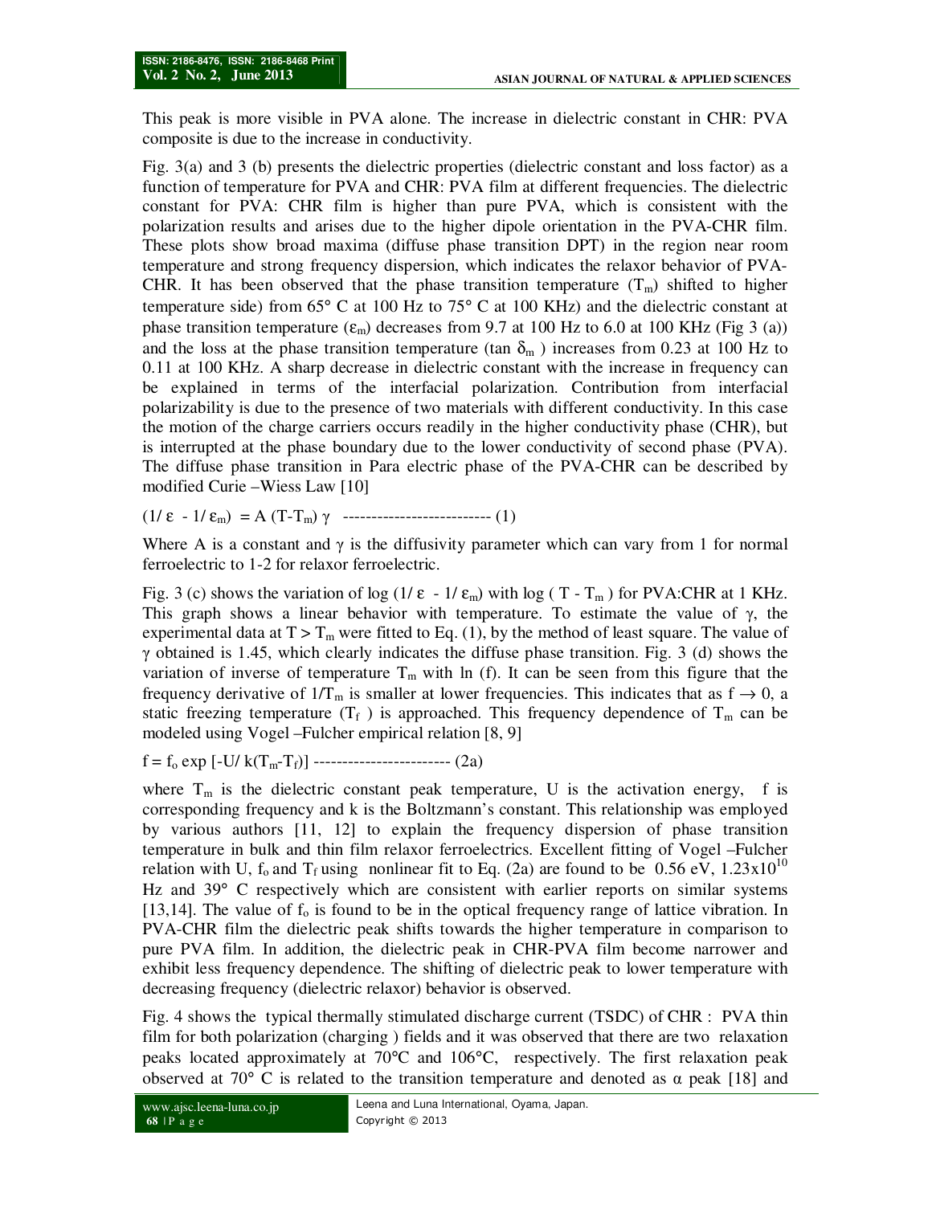This peak is more visible in PVA alone. The increase in dielectric constant in CHR: PVA composite is due to the increase in conductivity.

Fig. 3(a) and 3 (b) presents the dielectric properties (dielectric constant and loss factor) as a function of temperature for PVA and CHR: PVA film at different frequencies. The dielectric constant for PVA: CHR film is higher than pure PVA, which is consistent with the polarization results and arises due to the higher dipole orientation in the PVA-CHR film. These plots show broad maxima (diffuse phase transition DPT) in the region near room temperature and strong frequency dispersion, which indicates the relaxor behavior of PVA-CHR. It has been observed that the phase transition temperature ($T_m$) shifted to higher temperature side) from 65° C at 100 Hz to 75° C at 100 KHz) and the dielectric constant at phase transition temperature ($\varepsilon_m$) decreases from 9.7 at 100 Hz to 6.0 at 100 KHz (Fig 3 (a)) and the loss at the phase transition temperature (tan $\delta_m$ ) increases from 0.23 at 100 Hz to 0.11 at 100 KHz. A sharp decrease in dielectric constant with the increase in frequency can be explained in terms of the interfacial polarization. Contribution from interfacial polarizability is due to the presence of two materials with different conductivity. In this case the motion of the charge carriers occurs readily in the higher conductivity phase (CHR), but is interrupted at the phase boundary due to the lower conductivity of second phase (PVA). The diffuse phase transition in Para electric phase of the PVA-CHR can be described by modified Curie –Wiess Law [10]

$$(1/\varepsilon - 1/\varepsilon_m) = A\,(T-T_m)\,\gamma \quad \text{-------------------------- (1)}$$

Where A is a constant and $\gamma$ is the diffusivity parameter which can vary from 1 for normal ferroelectric to 1-2 for relaxor ferroelectric.

Fig. 3 (c) shows the variation of log $(1/\varepsilon - 1/\varepsilon_m)$ with log $(T - T_m)$ for PVA:CHR at 1 KHz. This graph shows a linear behavior with temperature. To estimate the value of $\gamma$, the experimental data at $T > T_m$ were fitted to Eq. (1), by the method of least square. The value of $\gamma$ obtained is 1.45, which clearly indicates the diffuse phase transition. Fig. 3 (d) shows the variation of inverse of temperature $T_m$ with ln (f). It can be seen from this figure that the frequency derivative of $1/T_m$ is smaller at lower frequencies. This indicates that as $f \rightarrow 0$, a static freezing temperature ($T_f$ ) is approached. This frequency dependence of $T_m$ can be modeled using Vogel –Fulcher empirical relation [8, 9]

$$f = f_o \exp\left[-U/\,k(T_m-T_f)\right] \quad \text{------------------------ (2a)}$$

where $T_m$ is the dielectric constant peak temperature, U is the activation energy, f is corresponding frequency and k is the Boltzmann's constant. This relationship was employed by various authors [11, 12] to explain the frequency dispersion of phase transition temperature in bulk and thin film relaxor ferroelectrics. Excellent fitting of Vogel –Fulcher relation with U, $f_o$ and $T_f$ using nonlinear fit to Eq. (2a) are found to be 0.56 eV, $1.23\times10^{10}$ Hz and 39° C respectively which are consistent with earlier reports on similar systems [13,14]. The value of $f_o$ is found to be in the optical frequency range of lattice vibration. In PVA-CHR film the dielectric peak shifts towards the higher temperature in comparison to pure PVA film. In addition, the dielectric peak in CHR-PVA film become narrower and exhibit less frequency dependence. The shifting of dielectric peak to lower temperature with decreasing frequency (dielectric relaxor) behavior is observed.

Fig. 4 shows the typical thermally stimulated discharge current (TSDC) of CHR : PVA thin film for both polarization (charging ) fields and it was observed that there are two relaxation peaks located approximately at 70°C and 106°C, respectively. The first relaxation peak observed at 70° C is related to the transition temperature and denoted as $\alpha$ peak [18] and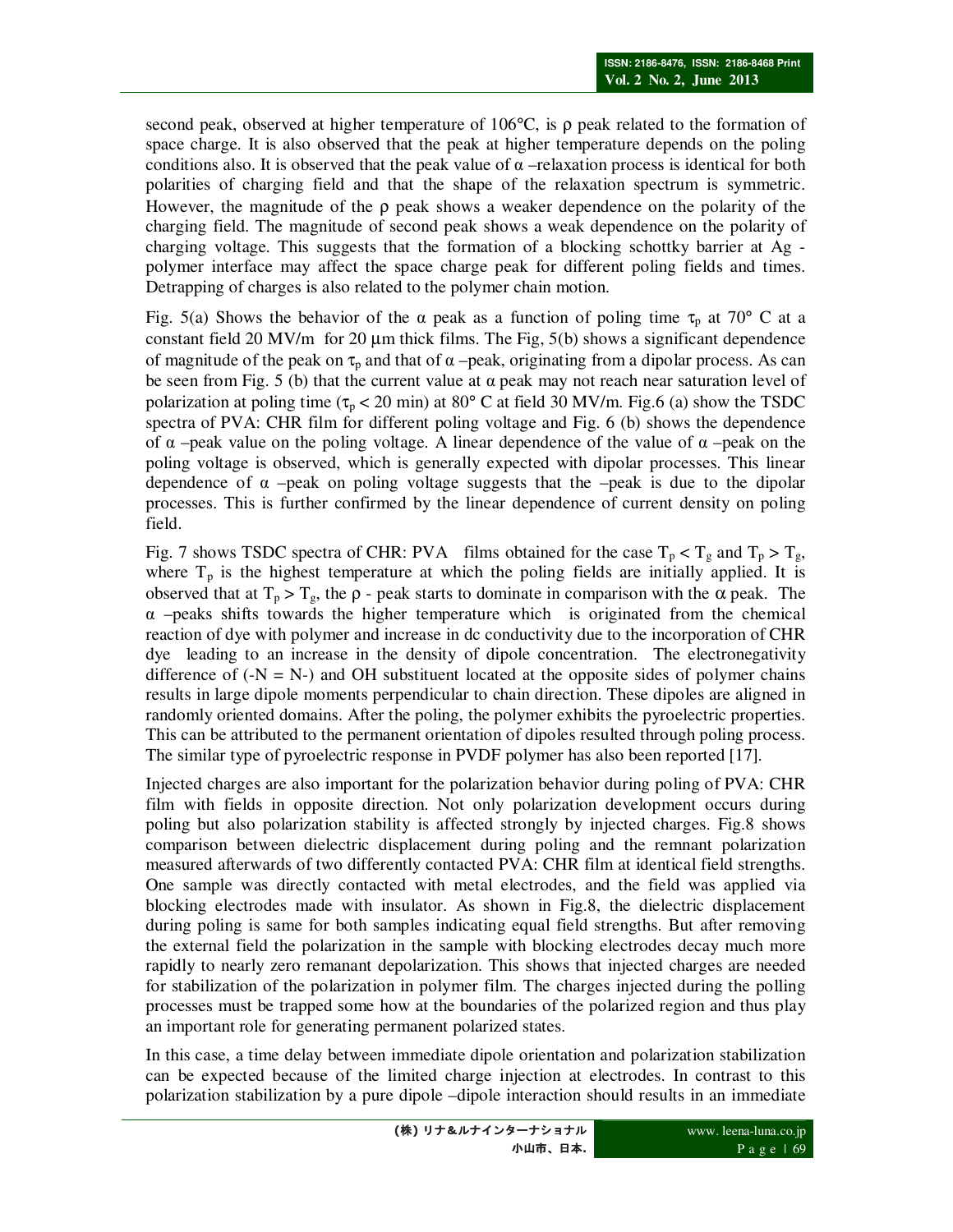second peak, observed at higher temperature of 106°C, is ρ peak related to the formation of space charge. It is also observed that the peak at higher temperature depends on the poling conditions also. It is observed that the peak value of α –relaxation process is identical for both polarities of charging field and that the shape of the relaxation spectrum is symmetric. However, the magnitude of the ρ peak shows a weaker dependence on the polarity of the charging field. The magnitude of second peak shows a weak dependence on the polarity of charging voltage. This suggests that the formation of a blocking schottky barrier at Ag - polymer interface may affect the space charge peak for different poling fields and times. Detrapping of charges is also related to the polymer chain motion.

Fig. 5(a) Shows the behavior of the α peak as a function of poling time $\tau_p$ at 70° C at a constant field 20 MV/m for 20 μm thick films. The Fig, 5(b) shows a significant dependence of magnitude of the peak on $\tau_p$ and that of α –peak, originating from a dipolar process. As can be seen from Fig. 5 (b) that the current value at α peak may not reach near saturation level of polarization at poling time ($\tau_p < 20$ min) at 80° C at field 30 MV/m. Fig.6 (a) show the TSDC spectra of PVA: CHR film for different poling voltage and Fig. 6 (b) shows the dependence of α –peak value on the poling voltage. A linear dependence of the value of α –peak on the poling voltage is observed, which is generally expected with dipolar processes. This linear dependence of α –peak on poling voltage suggests that the –peak is due to the dipolar processes. This is further confirmed by the linear dependence of current density on poling field.

Fig. 7 shows TSDC spectra of CHR: PVA films obtained for the case $T_p < T_g$ and $T_p > T_g$, where $T_p$ is the highest temperature at which the poling fields are initially applied. It is observed that at $T_p > T_g$, the ρ - peak starts to dominate in comparison with the α peak. The α –peaks shifts towards the higher temperature which is originated from the chemical reaction of dye with polymer and increase in dc conductivity due to the incorporation of CHR dye leading to an increase in the density of dipole concentration. The electronegativity difference of (-N = N-) and OH substituent located at the opposite sides of polymer chains results in large dipole moments perpendicular to chain direction. These dipoles are aligned in randomly oriented domains. After the poling, the polymer exhibits the pyroelectric properties. This can be attributed to the permanent orientation of dipoles resulted through poling process. The similar type of pyroelectric response in PVDF polymer has also been reported [17].

Injected charges are also important for the polarization behavior during poling of PVA: CHR film with fields in opposite direction. Not only polarization development occurs during poling but also polarization stability is affected strongly by injected charges. Fig.8 shows comparison between dielectric displacement during poling and the remnant polarization measured afterwards of two differently contacted PVA: CHR film at identical field strengths. One sample was directly contacted with metal electrodes, and the field was applied via blocking electrodes made with insulator. As shown in Fig.8, the dielectric displacement during poling is same for both samples indicating equal field strengths. But after removing the external field the polarization in the sample with blocking electrodes decay much more rapidly to nearly zero remanant depolarization. This shows that injected charges are needed for stabilization of the polarization in polymer film. The charges injected during the polling processes must be trapped some how at the boundaries of the polarized region and thus play an important role for generating permanent polarized states.

In this case, a time delay between immediate dipole orientation and polarization stabilization can be expected because of the limited charge injection at electrodes. In contrast to this polarization stabilization by a pure dipole –dipole interaction should results in an immediate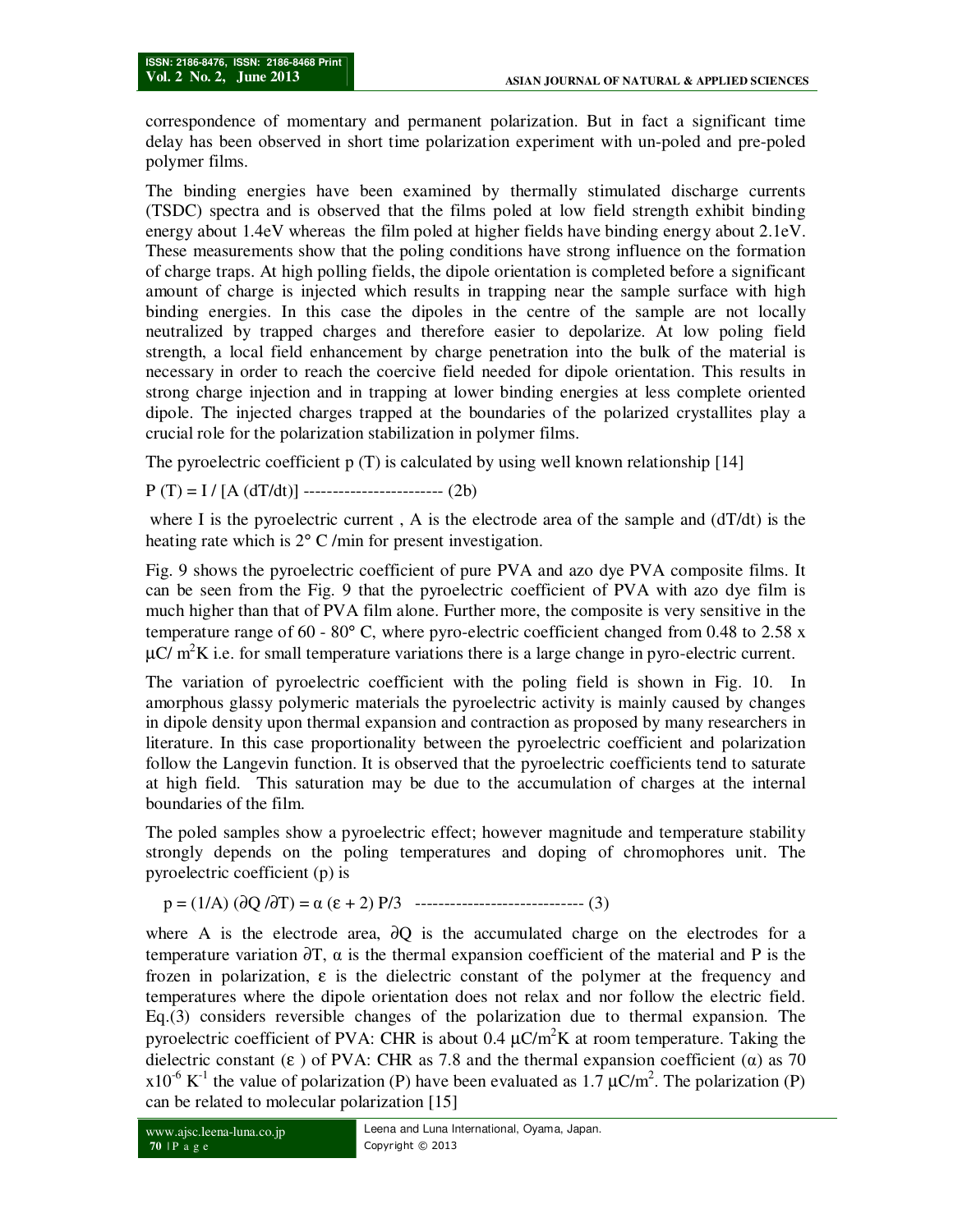correspondence of momentary and permanent polarization. But in fact a significant time delay has been observed in short time polarization experiment with un-poled and pre-poled polymer films.

The binding energies have been examined by thermally stimulated discharge currents (TSDC) spectra and is observed that the films poled at low field strength exhibit binding energy about 1.4eV whereas the film poled at higher fields have binding energy about 2.1eV. These measurements show that the poling conditions have strong influence on the formation of charge traps. At high polling fields, the dipole orientation is completed before a significant amount of charge is injected which results in trapping near the sample surface with high binding energies. In this case the dipoles in the centre of the sample are not locally neutralized by trapped charges and therefore easier to depolarize. At low poling field strength, a local field enhancement by charge penetration into the bulk of the material is necessary in order to reach the coercive field needed for dipole orientation. This results in strong charge injection and in trapping at lower binding energies at less complete oriented dipole. The injected charges trapped at the boundaries of the polarized crystallites play a crucial role for the polarization stabilization in polymer films.

The pyroelectric coefficient p (T) is calculated by using well known relationship [14]

$P(T) = I / [A\,(dT/dt)]$ ------------------------ (2b)

where I is the pyroelectric current , A is the electrode area of the sample and (dT/dt) is the heating rate which is 2° C /min for present investigation.

Fig. 9 shows the pyroelectric coefficient of pure PVA and azo dye PVA composite films. It can be seen from the Fig. 9 that the pyroelectric coefficient of PVA with azo dye film is much higher than that of PVA film alone. Further more, the composite is very sensitive in the temperature range of 60 - 80° C, where pyro-electric coefficient changed from 0.48 to 2.58 x $\mu C/m^2K$ i.e. for small temperature variations there is a large change in pyro-electric current.

The variation of pyroelectric coefficient with the poling field is shown in Fig. 10. In amorphous glassy polymeric materials the pyroelectric activity is mainly caused by changes in dipole density upon thermal expansion and contraction as proposed by many researchers in literature. In this case proportionality between the pyroelectric coefficient and polarization follow the Langevin function. It is observed that the pyroelectric coefficients tend to saturate at high field. This saturation may be due to the accumulation of charges at the internal boundaries of the film.

The poled samples show a pyroelectric effect; however magnitude and temperature stability strongly depends on the poling temperatures and doping of chromophores unit. The pyroelectric coefficient (p) is

$p = (1/A)\,(\partial Q/\partial T) = \alpha\,(\varepsilon + 2)\,P/3$ ----------------------------- (3)

where A is the electrode area, $\partial Q$ is the accumulated charge on the electrodes for a temperature variation $\partial T$, $\alpha$ is the thermal expansion coefficient of the material and P is the frozen in polarization, $\varepsilon$ is the dielectric constant of the polymer at the frequency and temperatures where the dipole orientation does not relax and nor follow the electric field. Eq.(3) considers reversible changes of the polarization due to thermal expansion. The pyroelectric coefficient of PVA: CHR is about 0.4 $\mu C/m^2K$ at room temperature. Taking the dielectric constant ($\varepsilon$ ) of PVA: CHR as 7.8 and the thermal expansion coefficient ($\alpha$) as 70 $\times 10^{-6}\ K^{-1}$ the value of polarization (P) have been evaluated as 1.7 $\mu C/m^2$. The polarization (P) can be related to molecular polarization [15]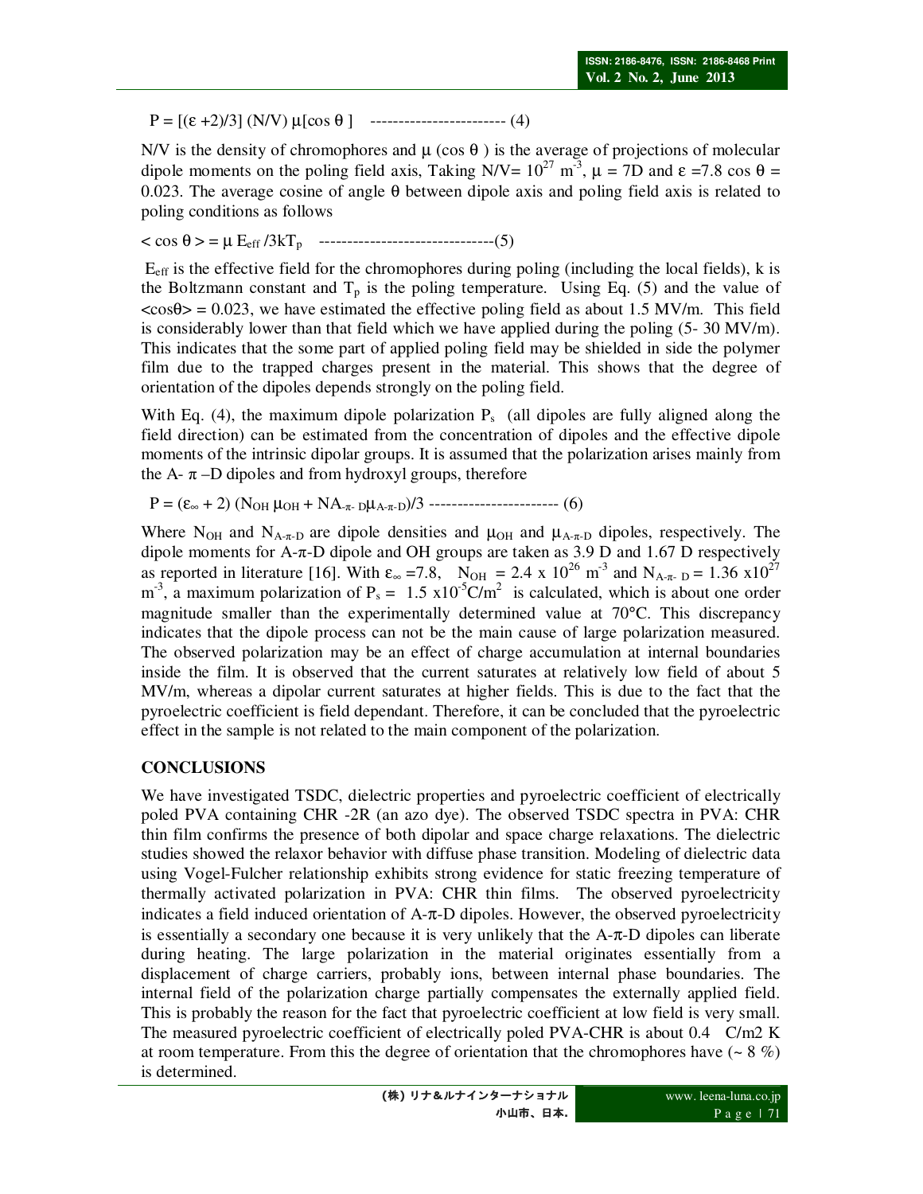$$P = [(\varepsilon + 2)/3]\,(N/V)\,\mu[\cos\theta\,] \quad \text{------------------------ (4)}$$

N/V is the density of chromophores and $\mu$ (cos $\theta$ ) is the average of projections of molecular dipole moments on the poling field axis, Taking N/V= $10^{27}$ $m^{-3}$, $\mu$ = 7D and $\varepsilon$ =7.8 cos $\theta$ = 0.023. The average cosine of angle $\theta$ between dipole axis and poling field axis is related to poling conditions as follows

$$< \cos\theta > = \mu\, E_{eff} / 3kT_p \quad \text{-------------------------------(5)}$$

$E_{eff}$ is the effective field for the chromophores during poling (including the local fields), k is the Boltzmann constant and $T_p$ is the poling temperature. Using Eq. (5) and the value of $<\cos\theta>$ = 0.023, we have estimated the effective poling field as about 1.5 MV/m. This field is considerably lower than that field which we have applied during the poling (5- 30 MV/m). This indicates that the some part of applied poling field may be shielded in side the polymer film due to the trapped charges present in the material. This shows that the degree of orientation of the dipoles depends strongly on the poling field.

With Eq. (4), the maximum dipole polarization $P_s$ (all dipoles are fully aligned along the field direction) can be estimated from the concentration of dipoles and the effective dipole moments of the intrinsic dipolar groups. It is assumed that the polarization arises mainly from the A- $\pi$ –D dipoles and from hydroxyl groups, therefore

$$P = (\varepsilon_\infty + 2)\,(N_{OH}\,\mu_{OH} + NA_{-\pi-D}\mu_{A-\pi-D})/3 \quad \text{----------------------- (6)}$$

Where $N_{OH}$ and $N_{A-\pi-D}$ are dipole densities and $\mu_{OH}$ and $\mu_{A-\pi-D}$ dipoles, respectively. The dipole moments for A-$\pi$-D dipole and OH groups are taken as 3.9 D and 1.67 D respectively as reported in literature [16]. With $\varepsilon_\infty$ =7.8, $N_{OH}$ = 2.4 x $10^{26}$ $m^{-3}$ and $N_{A-\pi-D}$ = 1.36 x$10^{27}$ $m^{-3}$, a maximum polarization of $P_s$ = 1.5 x$10^{-5}$C/$m^2$ is calculated, which is about one order magnitude smaller than the experimentally determined value at 70°C. This discrepancy indicates that the dipole process can not be the main cause of large polarization measured. The observed polarization may be an effect of charge accumulation at internal boundaries inside the film. It is observed that the current saturates at relatively low field of about 5 MV/m, whereas a dipolar current saturates at higher fields. This is due to the fact that the pyroelectric coefficient is field dependant. Therefore, it can be concluded that the pyroelectric effect in the sample is not related to the main component of the polarization.

## CONCLUSIONS

We have investigated TSDC, dielectric properties and pyroelectric coefficient of electrically poled PVA containing CHR -2R (an azo dye). The observed TSDC spectra in PVA: CHR thin film confirms the presence of both dipolar and space charge relaxations. The dielectric studies showed the relaxor behavior with diffuse phase transition. Modeling of dielectric data using Vogel-Fulcher relationship exhibits strong evidence for static freezing temperature of thermally activated polarization in PVA: CHR thin films. The observed pyroelectricity indicates a field induced orientation of A-$\pi$-D dipoles. However, the observed pyroelectricity is essentially a secondary one because it is very unlikely that the A-$\pi$-D dipoles can liberate during heating. The large polarization in the material originates essentially from a displacement of charge carriers, probably ions, between internal phase boundaries. The internal field of the polarization charge partially compensates the externally applied field. This is probably the reason for the fact that pyroelectric coefficient at low field is very small. The measured pyroelectric coefficient of electrically poled PVA-CHR is about 0.4 C/m2 K at room temperature. From this the degree of orientation that the chromophores have (~ 8 %) is determined.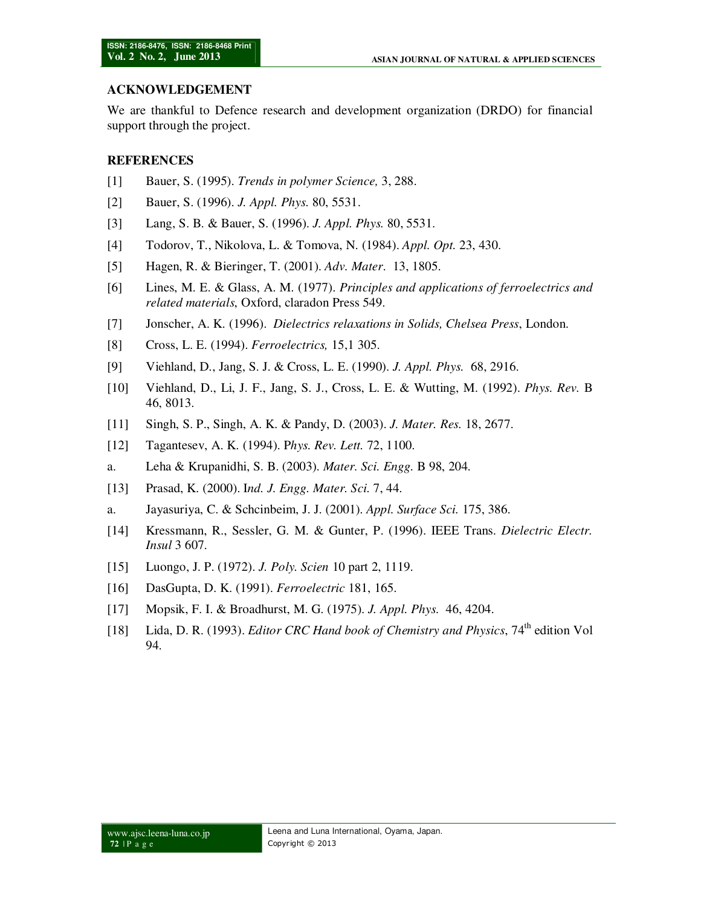## ACKNOWLEDGEMENT

We are thankful to Defence research and development organization (DRDO) for financial support through the project.

## REFERENCES

[1] Bauer, S. (1995). *Trends in polymer Science,* 3, 288.

[2] Bauer, S. (1996). *J. Appl. Phys.* 80, 5531.

[3] Lang, S. B. & Bauer, S. (1996). *J. Appl. Phys.* 80, 5531.

[4] Todorov, T., Nikolova, L. & Tomova, N. (1984). *Appl. Opt.* 23, 430.

[5] Hagen, R. & Bieringer, T. (2001). *Adv. Mater*. 13, 1805.

[6] Lines, M. E. & Glass, A. M. (1977). *Principles and applications of ferroelectrics and related materials*, Oxford, claradon Press 549.

[7] Jonscher, A. K. (1996). *Dielectrics relaxations in Solids, Chelsea Press*, London.

[8] Cross, L. E. (1994). *Ferroelectrics,* 15,1 305.

[9] Viehland, D., Jang, S. J. & Cross, L. E. (1990). *J. Appl. Phys.* 68, 2916.

[10] Viehland, D., Li, J. F., Jang, S. J., Cross, L. E. & Wutting, M. (1992). *Phys. Rev.* B 46, 8013.

[11] Singh, S. P., Singh, A. K. & Pandy, D. (2003). *J. Mater. Res.* 18, 2677.

[12] Tagantesev, A. K. (1994). P*hys. Rev. Lett.* 72, 1100.

a. Leha & Krupanidhi, S. B. (2003). *Mater. Sci. Engg.* B 98, 204.

[13] Prasad, K. (2000). I*nd. J. Engg. Mater. Sci.* 7, 44.

a. Jayasuriya, C. & Schcinbeim, J. J. (2001). *Appl. Surface Sci.* 175, 386.

[14] Kressmann, R., Sessler, G. M. & Gunter, P. (1996). IEEE Trans. *Dielectric Electr. Insul* 3 607.

[15] Luongo, J. P. (1972). *J. Poly. Scien* 10 part 2, 1119.

[16] DasGupta, D. K. (1991). *Ferroelectric* 181, 165.

[17] Mopsik, F. I. & Broadhurst, M. G. (1975). *J. Appl. Phys.* 46, 4204.

[18] Lida, D. R. (1993). *Editor CRC Hand book of Chemistry and Physics*, 74th edition Vol 94.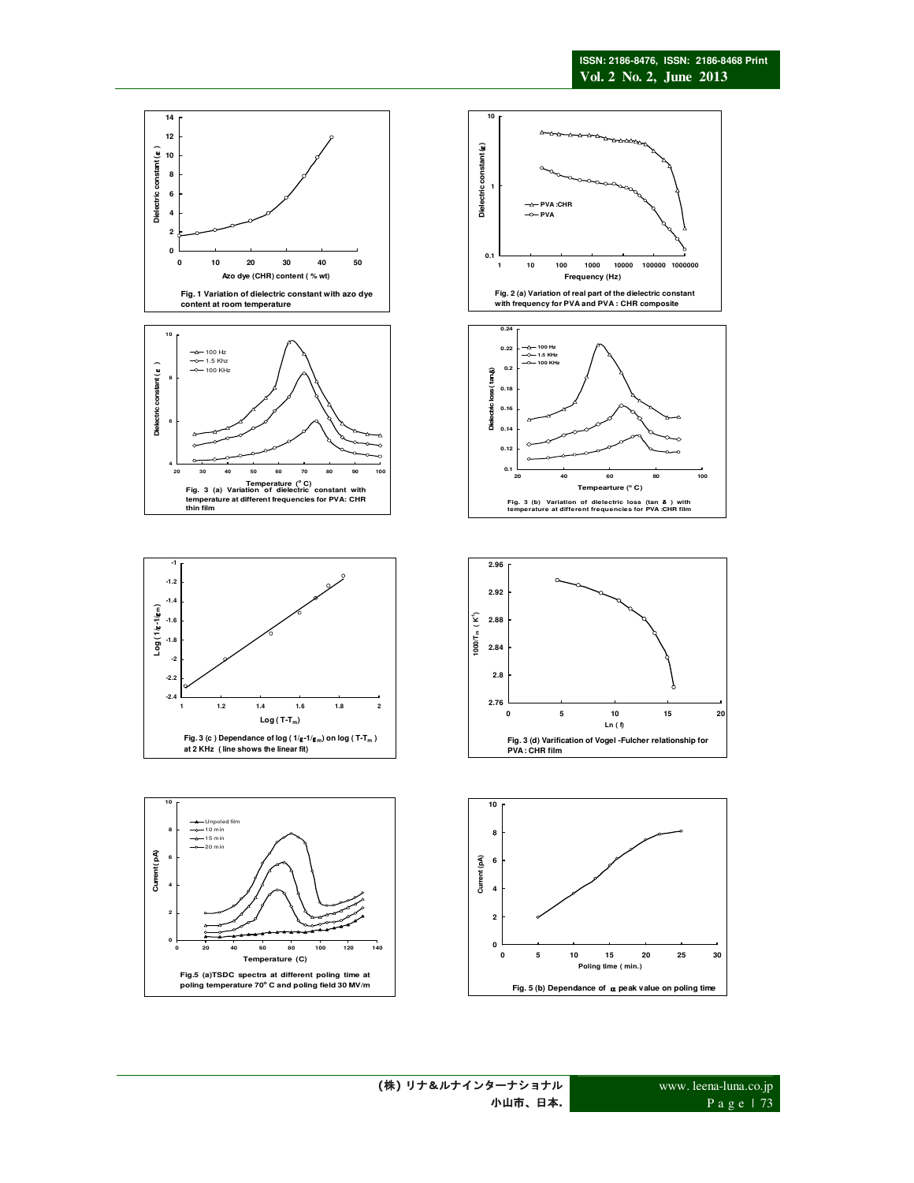Fig. 1 Variation of dielectric constant with azo dye content at room temperature

Fig. 2 (a) Variation of real part of the dielectric constant with frequency for PVA and PVA : CHR composite

Fig. 3 (a) Variation of dielectric constant with temperature at different frequencies for PVA: CHR thin film

Fig. 3 (b) Variation of dielectric loss (tan δ) with temperature at different frequencies for PVA :CHR film

Fig. 3 (c ) Dependance of log ( $1/\varepsilon - 1/\varepsilon_m$) on log ( $T-T_m$ ) at 2 KHz ( line shows the linear fit)

Fig. 3 (d) Varification of Vogel -Fulcher relationship for PVA : CHR film

Fig.5 (a)TSDC spectra at different poling time at poling temperature 70° C and poling field 30 MV/m

Fig. 5 (b) Dependance of α peak value on poling time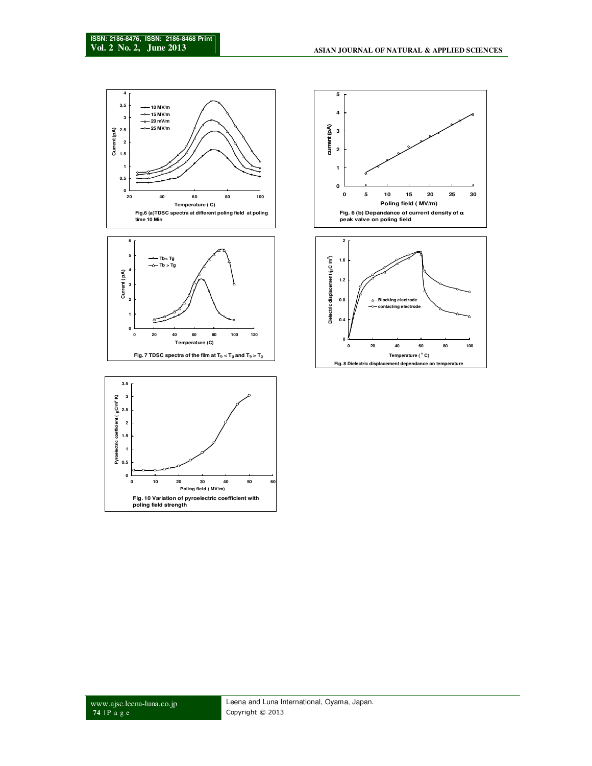4
3.5
3
2.5
2
1.5
1
0.5
0
20
40
60
80
100

Current (pA)

Temperature ( C)

10 MV/m
15 MV/m
20 mV/m
25 MV/m

Fig.6 (a)TDSC spectra at different poling field at poling time 10 Min

5
4
3
2
1
0
0
5
10
15
20
25
30

current (pA)

Poling field ( MV/m)

Fig. 6 (b) Dependance of current density of $\alpha$ peak valve on poling field

6
5
4
3
2
1
0
0
20
40
60
80
100
120

Current ( pA)

Temperature (C)

Tb< Tg
Tb > Tg

Fig. 7 TDSC spectra of the film at $T_b < T_g$ and $T_b > T_g$

2
1.6
1.2
0.8
0.4
0
0
20
40
60
80
100

Dielectric displacement ($\mu$C /m$^2$)

Temperature ( $^\circ$C)

Blocking electrode
contacting electrode

Fig. 8 Dielectric displacement dependance on temperature

3.5
3
2.5
2
1.5
1
0.5
0
0
10
20
30
40
50
60

Pyroelectric coefficient ( $\mu$C/m$^2$ K)

Poling field ( MV/m)

Fig. 10 Variation of pyroelectric coefficient with poling field strength